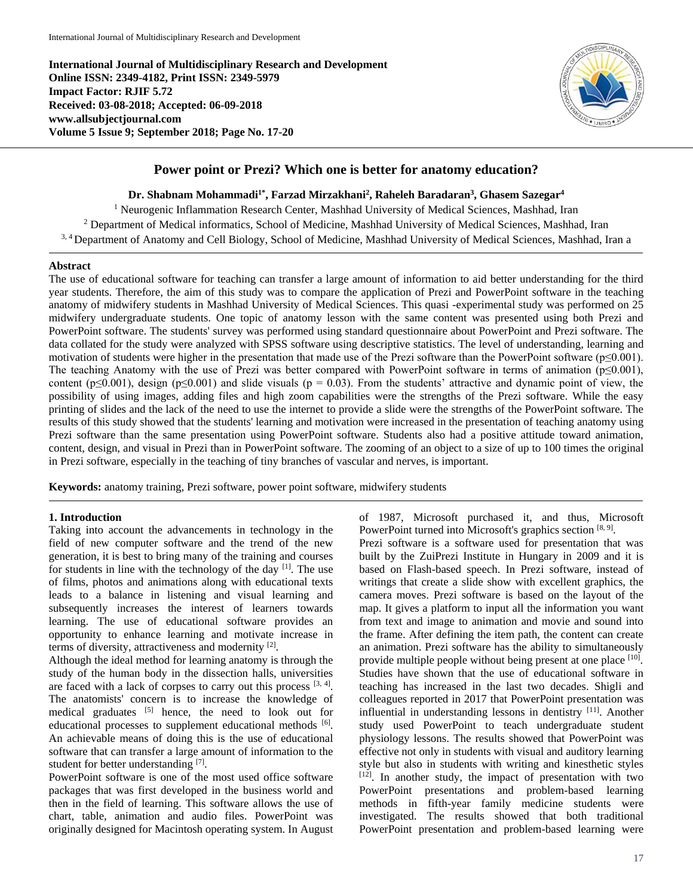International Journal of Multidisciplinary Research and Development
Online ISSN: 2349-4182, Print ISSN: 2349-5979
Impact Factor: RJIF 5.72
Received: 03-08-2018; Accepted: 06-09-2018
www.allsubjectjournal.com
Volume 5 Issue 9; September 2018; Page No. 17-20

# Power point or Prezi? Which one is better for anatomy education?

**Dr. Shabnam Mohammadi[1*], Farzad Mirzakhani[2], Raheleh Baradaran[3], Ghasem Sazegar[4]**

[1] Neurogenic Inflammation Research Center, Mashhad University of Medical Sciences, Mashhad, Iran
[2] Department of Medical informatics, School of Medicine, Mashhad University of Medical Sciences, Mashhad, Iran
[3, 4] Department of Anatomy and Cell Biology, School of Medicine, Mashhad University of Medical Sciences, Mashhad, Iran a

## Abstract

The use of educational software for teaching can transfer a large amount of information to aid better understanding for the third year students. Therefore, the aim of this study was to compare the application of Prezi and PowerPoint software in the teaching anatomy of midwifery students in Mashhad University of Medical Sciences. This quasi -experimental study was performed on 25 midwifery undergraduate students. One topic of anatomy lesson with the same content was presented using both Prezi and PowerPoint software. The students' survey was performed using standard questionnaire about PowerPoint and Prezi software. The data collated for the study were analyzed with SPSS software using descriptive statistics. The level of understanding, learning and motivation of students were higher in the presentation that made use of the Prezi software than the PowerPoint software ($p \leq 0.001$). The teaching Anatomy with the use of Prezi was better compared with PowerPoint software in terms of animation ($p \leq 0.001$), content ($p \leq 0.001$), design ($p \leq 0.001$) and slide visuals ($p = 0.03$). From the students' attractive and dynamic point of view, the possibility of using images, adding files and high zoom capabilities were the strengths of the Prezi software. While the easy printing of slides and the lack of the need to use the internet to provide a slide were the strengths of the PowerPoint software. The results of this study showed that the students' learning and motivation were increased in the presentation of teaching anatomy using Prezi software than the same presentation using PowerPoint software. Students also had a positive attitude toward animation, content, design, and visual in Prezi than in PowerPoint software. The zooming of an object to a size of up to 100 times the original in Prezi software, especially in the teaching of tiny branches of vascular and nerves, is important.

**Keywords:** anatomy training, Prezi software, power point software, midwifery students

## 1. Introduction

Taking into account the advancements in technology in the field of new computer software and the trend of the new generation, it is best to bring many of the training and courses for students in line with the technology of the day [1]. The use of films, photos and animations along with educational texts leads to a balance in listening and visual learning and subsequently increases the interest of learners towards learning. The use of educational software provides an opportunity to enhance learning and motivate increase in terms of diversity, attractiveness and modernity [2].

Although the ideal method for learning anatomy is through the study of the human body in the dissection halls, universities are faced with a lack of corpses to carry out this process [3, 4]. The anatomists' concern is to increase the knowledge of medical graduates [5] hence, the need to look out for educational processes to supplement educational methods [6]. An achievable means of doing this is the use of educational software that can transfer a large amount of information to the student for better understanding [7].

PowerPoint software is one of the most used office software packages that was first developed in the business world and then in the field of learning. This software allows the use of chart, table, animation and audio files. PowerPoint was originally designed for Macintosh operating system. In August of 1987, Microsoft purchased it, and thus, Microsoft PowerPoint turned into Microsoft's graphics section [8, 9].

Prezi software is a software used for presentation that was built by the ZuiPrezi Institute in Hungary in 2009 and it is based on Flash-based speech. In Prezi software, instead of writings that create a slide show with excellent graphics, the camera moves. Prezi software is based on the layout of the map. It gives a platform to input all the information you want from text and image to animation and movie and sound into the frame. After defining the item path, the content can create an animation. Prezi software has the ability to simultaneously provide multiple people without being present at one place [10]. Studies have shown that the use of educational software in teaching has increased in the last two decades. Shigli and colleagues reported in 2017 that PowerPoint presentation was influential in understanding lessons in dentistry [11]. Another study used PowerPoint to teach undergraduate student physiology lessons. The results showed that PowerPoint was effective not only in students with visual and auditory learning style but also in students with writing and kinesthetic styles [12]. In another study, the impact of presentation with two PowerPoint presentations and problem-based learning methods in fifth-year family medicine students were investigated. The results showed that both traditional PowerPoint presentation and problem-based learning were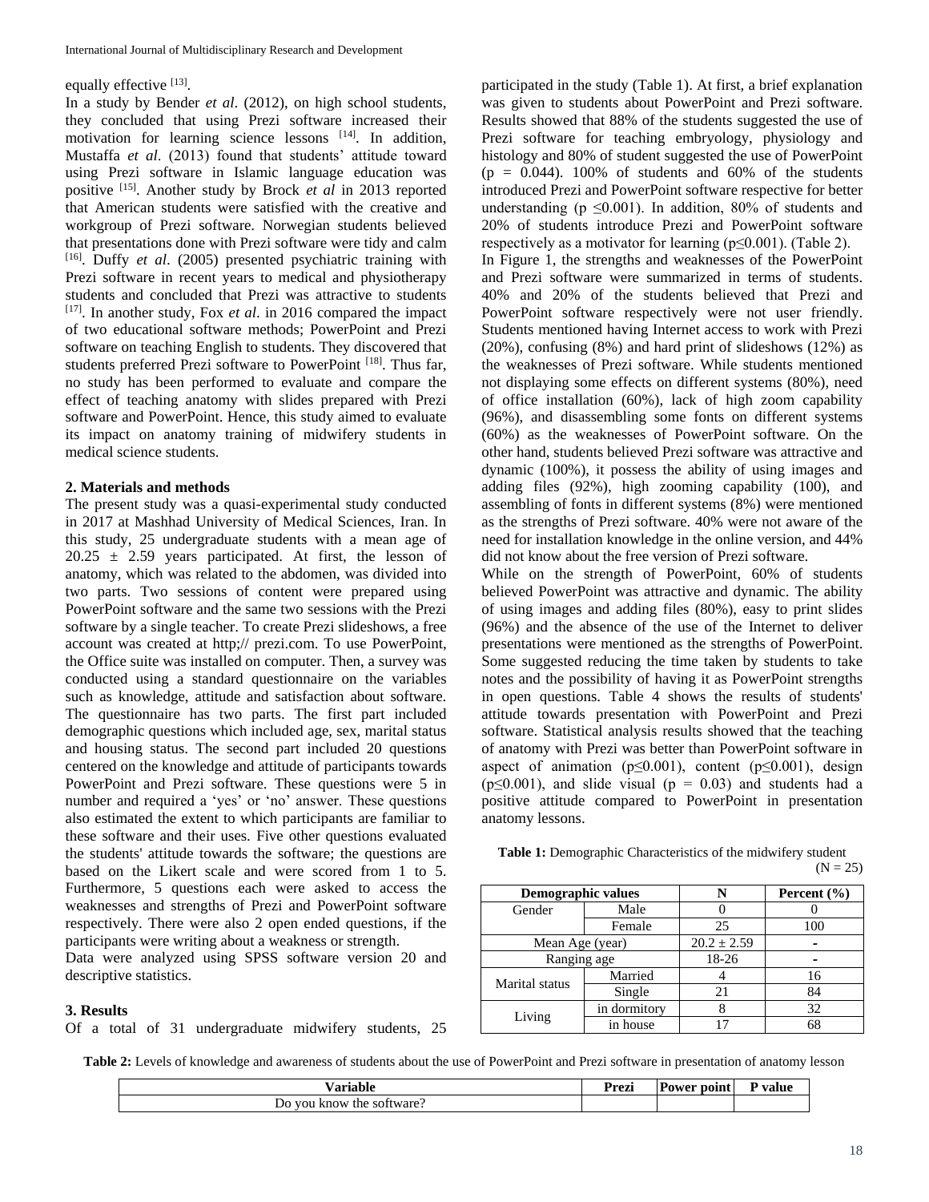equally effective [13].

In a study by Bender *et al*. (2012), on high school students, they concluded that using Prezi software increased their motivation for learning science lessons [14]. In addition, Mustaffa *et al*. (2013) found that students' attitude toward using Prezi software in Islamic language education was positive [15]. Another study by Brock *et al* in 2013 reported that American students were satisfied with the creative and workgroup of Prezi software. Norwegian students believed that presentations done with Prezi software were tidy and calm [16]. Duffy *et al*. (2005) presented psychiatric training with Prezi software in recent years to medical and physiotherapy students and concluded that Prezi was attractive to students [17]. In another study, Fox *et al*. in 2016 compared the impact of two educational software methods; PowerPoint and Prezi software on teaching English to students. They discovered that students preferred Prezi software to PowerPoint [18]. Thus far, no study has been performed to evaluate and compare the effect of teaching anatomy with slides prepared with Prezi software and PowerPoint. Hence, this study aimed to evaluate its impact on anatomy training of midwifery students in medical science students.

## 2. Materials and methods

The present study was a quasi-experimental study conducted in 2017 at Mashhad University of Medical Sciences, Iran. In this study, 25 undergraduate students with a mean age of $20.25 \pm 2.59$ years participated. At first, the lesson of anatomy, which was related to the abdomen, was divided into two parts. Two sessions of content were prepared using PowerPoint software and the same two sessions with the Prezi software by a single teacher. To create Prezi slideshows, a free account was created at http;// prezi.com. To use PowerPoint, the Office suite was installed on computer. Then, a survey was conducted using a standard questionnaire on the variables such as knowledge, attitude and satisfaction about software. The questionnaire has two parts. The first part included demographic questions which included age, sex, marital status and housing status. The second part included 20 questions centered on the knowledge and attitude of participants towards PowerPoint and Prezi software. These questions were 5 in number and required a 'yes' or 'no' answer. These questions also estimated the extent to which participants are familiar to these software and their uses. Five other questions evaluated the students' attitude towards the software; the questions are based on the Likert scale and were scored from 1 to 5. Furthermore, 5 questions each were asked to access the weaknesses and strengths of Prezi and PowerPoint software respectively. There were also 2 open ended questions, if the participants were writing about a weakness or strength.

Data were analyzed using SPSS software version 20 and descriptive statistics.

## 3. Results

Of a total of 31 undergraduate midwifery students, 25 participated in the study (Table 1). At first, a brief explanation was given to students about PowerPoint and Prezi software. Results showed that 88% of the students suggested the use of Prezi software for teaching embryology, physiology and histology and 80% of student suggested the use of PowerPoint ($p = 0.044$). 100% of students and 60% of the students introduced Prezi and PowerPoint software respective for better understanding ($p \leq 0.001$). In addition, 80% of students and 20% of students introduce Prezi and PowerPoint software respectively as a motivator for learning ($p \leq 0.001$). (Table 2).

In Figure 1, the strengths and weaknesses of the PowerPoint and Prezi software were summarized in terms of students. 40% and 20% of the students believed that Prezi and PowerPoint software respectively were not user friendly. Students mentioned having Internet access to work with Prezi (20%), confusing (8%) and hard print of slideshows (12%) as the weaknesses of Prezi software. While students mentioned not displaying some effects on different systems (80%), need of office installation (60%), lack of high zoom capability (96%), and disassembling some fonts on different systems (60%) as the weaknesses of PowerPoint software. On the other hand, students believed Prezi software was attractive and dynamic (100%), it possess the ability of using images and adding files (92%), high zooming capability (100), and assembling of fonts in different systems (8%) were mentioned as the strengths of Prezi software. 40% were not aware of the need for installation knowledge in the online version, and 44% did not know about the free version of Prezi software.

While on the strength of PowerPoint, 60% of students believed PowerPoint was attractive and dynamic. The ability of using images and adding files (80%), easy to print slides (96%) and the absence of the use of the Internet to deliver presentations were mentioned as the strengths of PowerPoint. Some suggested reducing the time taken by students to take notes and the possibility of having it as PowerPoint strengths in open questions. Table 4 shows the results of students' attitude towards presentation with PowerPoint and Prezi software. Statistical analysis results showed that the teaching of anatomy with Prezi was better than PowerPoint software in aspect of animation ($p \leq 0.001$), content ($p \leq 0.001$), design ($p \leq 0.001$), and slide visual ($p = 0.03$) and students had a positive attitude compared to PowerPoint in presentation anatomy lessons.

**Table 1:** Demographic Characteristics of the midwifery student (N = 25)

| Demographic values | | N | Percent (%) |
|---|---|---|---|
| Gender | Male | 0 | 0 |
| | Female | 25 | 100 |
| Mean Age (year) | | 20.2 ± 2.59 | - |
| Ranging age | | 18-26 | - |
| Marital status | Married | 4 | 16 |
| | Single | 21 | 84 |
| Living | in dormitory | 8 | 32 |
| | in house | 17 | 68 |

**Table 2:** Levels of knowledge and awareness of students about the use of PowerPoint and Prezi software in presentation of anatomy lesson

| Variable | Prezi | Power point | P value |
|---|---|---|---|
| Do you know the software? | | | |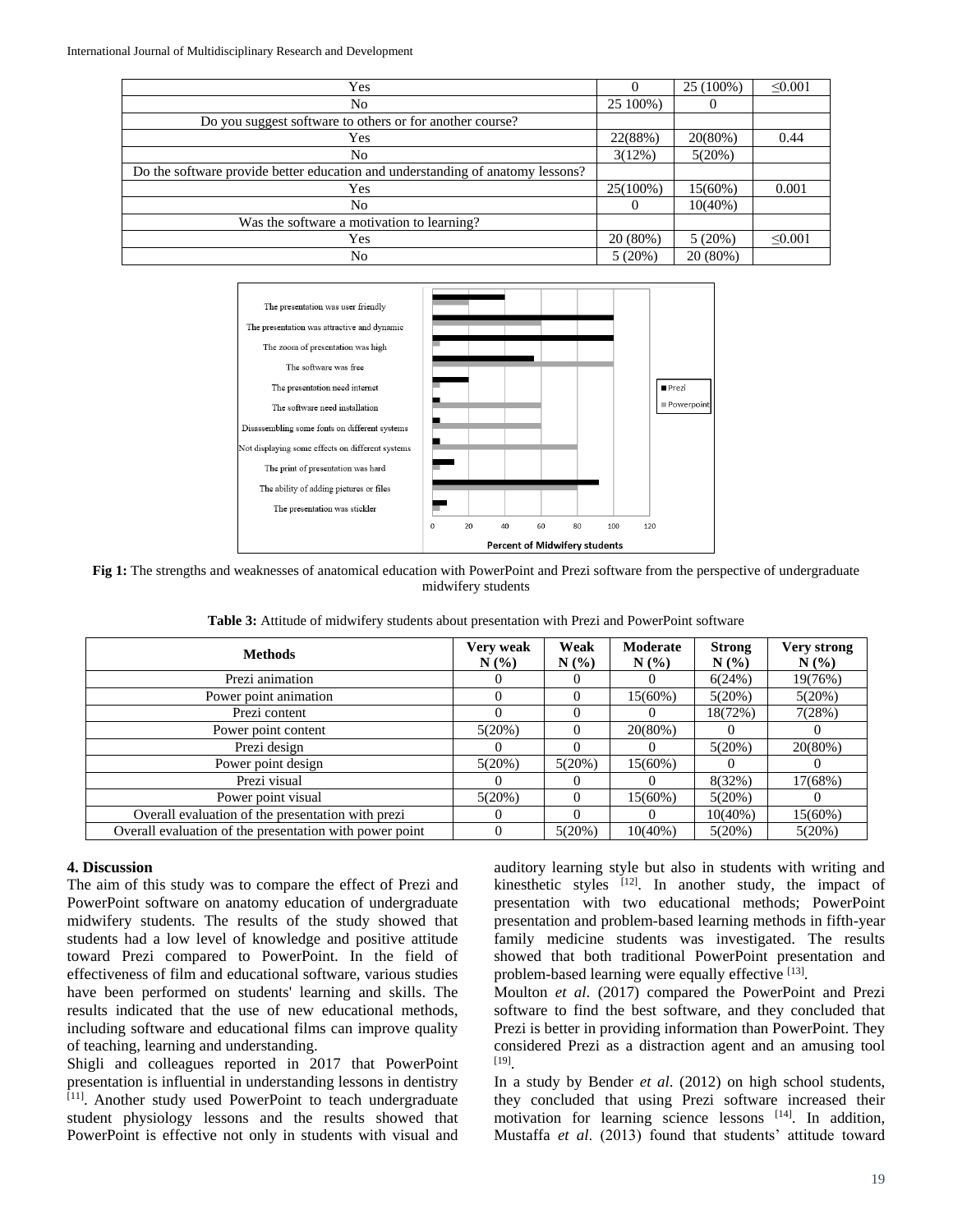| | | | |
|---|---|---|---|
| Yes | 0 | 25 (100%) | ≤0.001 |
| No | 25 100%) | 0 | |
| Do you suggest software to others or for another course? | | | |
| Yes | 22(88%) | 20(80%) | 0.44 |
| No | 3(12%) | 5(20%) | |
| Do the software provide better education and understanding of anatomy lessons? | | | |
| Yes | 25(100%) | 15(60%) | 0.001 |
| No | 0 | 10(40%) | |
| Was the software a motivation to learning? | | | |
| Yes | 20 (80%) | 5 (20%) | ≤0.001 |
| No | 5 (20%) | 20 (80%) | |

**Fig 1:** The strengths and weaknesses of anatomical education with PowerPoint and Prezi software from the perspective of undergraduate midwifery students

**Table 3:** Attitude of midwifery students about presentation with Prezi and PowerPoint software

| Methods | Very weak N (%) | Weak N (%) | Moderate N (%) | Strong N (%) | Very strong N (%) |
|---|---|---|---|---|---|
| Prezi animation | 0 | 0 | 0 | 6(24%) | 19(76%) |
| Power point animation | 0 | 0 | 15(60%) | 5(20%) | 5(20%) |
| Prezi content | 0 | 0 | 0 | 18(72%) | 7(28%) |
| Power point content | 5(20%) | 0 | 20(80%) | 0 | 0 |
| Prezi design | 0 | 0 | 0 | 5(20%) | 20(80%) |
| Power point design | 5(20%) | 5(20%) | 15(60%) | 0 | 0 |
| Prezi visual | 0 | 0 | 0 | 8(32%) | 17(68%) |
| Power point visual | 5(20%) | 0 | 15(60%) | 5(20%) | 0 |
| Overall evaluation of the presentation with prezi | 0 | 0 | 0 | 10(40%) | 15(60%) |
| Overall evaluation of the presentation with power point | 0 | 5(20%) | 10(40%) | 5(20%) | 5(20%) |

## 4. Discussion

The aim of this study was to compare the effect of Prezi and PowerPoint software on anatomy education of undergraduate midwifery students. The results of the study showed that students had a low level of knowledge and positive attitude toward Prezi compared to PowerPoint. In the field of effectiveness of film and educational software, various studies have been performed on students' learning and skills. The results indicated that the use of new educational methods, including software and educational films can improve quality of teaching, learning and understanding.

Shigli and colleagues reported in 2017 that PowerPoint presentation is influential in understanding lessons in dentistry [11]. Another study used PowerPoint to teach undergraduate student physiology lessons and the results showed that PowerPoint is effective not only in students with visual and auditory learning style but also in students with writing and kinesthetic styles [12]. In another study, the impact of presentation with two educational methods; PowerPoint presentation and problem-based learning methods in fifth-year family medicine students was investigated. The results showed that both traditional PowerPoint presentation and problem-based learning were equally effective [13].

Moulton *et al*. (2017) compared the PowerPoint and Prezi software to find the best software, and they concluded that Prezi is better in providing information than PowerPoint. They considered Prezi as a distraction agent and an amusing tool [19].

In a study by Bender *et al*. (2012) on high school students, they concluded that using Prezi software increased their motivation for learning science lessons [14]. In addition, Mustaffa *et al*. (2013) found that students' attitude toward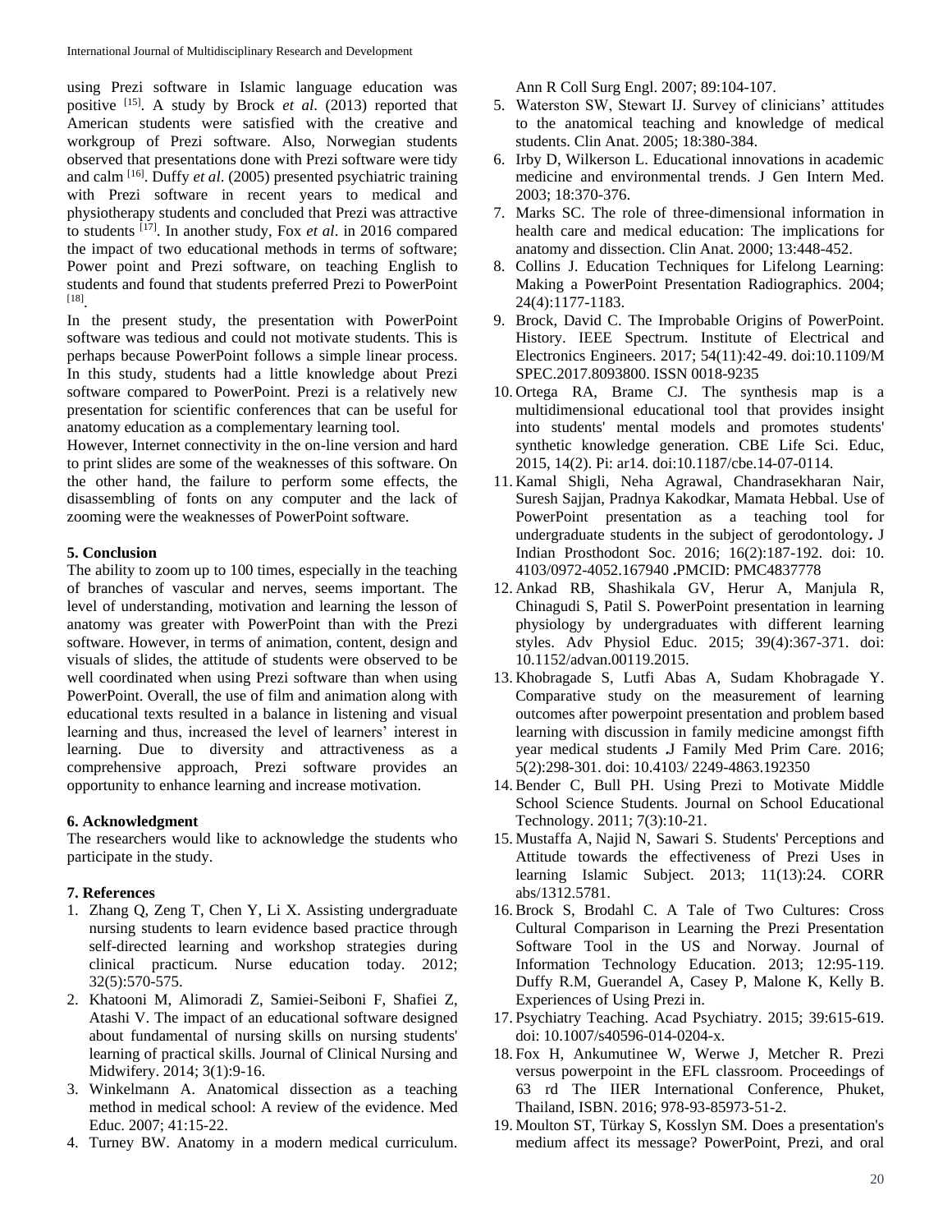using Prezi software in Islamic language education was positive [15]. A study by Brock *et al*. (2013) reported that American students were satisfied with the creative and workgroup of Prezi software. Also, Norwegian students observed that presentations done with Prezi software were tidy and calm [16]. Duffy *et al*. (2005) presented psychiatric training with Prezi software in recent years to medical and physiotherapy students and concluded that Prezi was attractive to students [17]. In another study, Fox *et al*. in 2016 compared the impact of two educational methods in terms of software; Power point and Prezi software, on teaching English to students and found that students preferred Prezi to PowerPoint [18].

In the present study, the presentation with PowerPoint software was tedious and could not motivate students. This is perhaps because PowerPoint follows a simple linear process. In this study, students had a little knowledge about Prezi software compared to PowerPoint. Prezi is a relatively new presentation for scientific conferences that can be useful for anatomy education as a complementary learning tool.

However, Internet connectivity in the on-line version and hard to print slides are some of the weaknesses of this software. On the other hand, the failure to perform some effects, the disassembling of fonts on any computer and the lack of zooming were the weaknesses of PowerPoint software.

## 5. Conclusion

The ability to zoom up to 100 times, especially in the teaching of branches of vascular and nerves, seems important. The level of understanding, motivation and learning the lesson of anatomy was greater with PowerPoint than with the Prezi software. However, in terms of animation, content, design and visuals of slides, the attitude of students were observed to be well coordinated when using Prezi software than when using PowerPoint. Overall, the use of film and animation along with educational texts resulted in a balance in listening and visual learning and thus, increased the level of learners' interest in learning. Due to diversity and attractiveness as a comprehensive approach, Prezi software provides an opportunity to enhance learning and increase motivation.

## 6. Acknowledgment

The researchers would like to acknowledge the students who participate in the study.

## 7. References

1. Zhang Q, Zeng T, Chen Y, Li X. Assisting undergraduate nursing students to learn evidence based practice through self-directed learning and workshop strategies during clinical practicum. Nurse education today. 2012; 32(5):570-575.
2. Khatooni M, Alimoradi Z, Samiei-Seiboni F, Shafiei Z, Atashi V. The impact of an educational software designed about fundamental of nursing skills on nursing students' learning of practical skills. Journal of Clinical Nursing and Midwifery. 2014; 3(1):9-16.
3. Winkelmann A. Anatomical dissection as a teaching method in medical school: A review of the evidence. Med Educ. 2007; 41:15-22.
4. Turney BW. Anatomy in a modern medical curriculum. Ann R Coll Surg Engl. 2007; 89:104-107.
5. Waterston SW, Stewart IJ. Survey of clinicians' attitudes to the anatomical teaching and knowledge of medical students. Clin Anat. 2005; 18:380-384.
6. Irby D, Wilkerson L. Educational innovations in academic medicine and environmental trends. J Gen Intern Med. 2003; 18:370-376.
7. Marks SC. The role of three-dimensional information in health care and medical education: The implications for anatomy and dissection. Clin Anat. 2000; 13:448-452.
8. Collins J. Education Techniques for Lifelong Learning: Making a PowerPoint Presentation Radiographics. 2004; 24(4):1177-1183.
9. Brock, David C. The Improbable Origins of PowerPoint. History. IEEE Spectrum. Institute of Electrical and Electronics Engineers. 2017; 54(11):42-49. doi:10.1109/MSPEC.2017.8093800. ISSN 0018-9235
10. Ortega RA, Brame CJ. The synthesis map is a multidimensional educational tool that provides insight into students' mental models and promotes students' synthetic knowledge generation. CBE Life Sci. Educ, 2015, 14(2). Pi: ar14. doi:10.1187/cbe.14-07-0114.
11. Kamal Shigli, Neha Agrawal, Chandrasekharan Nair, Suresh Sajjan, Pradnya Kakodkar, Mamata Hebbal. Use of PowerPoint presentation as a teaching tool for undergraduate students in the subject of gerodontology**.** J Indian Prosthodont Soc. 2016; 16(2):187-192. doi: 10. 4103/0972-4052.167940 **.**PMCID: PMC4837778
12. Ankad RB, Shashikala GV, Herur A, Manjula R, Chinagudi S, Patil S. PowerPoint presentation in learning physiology by undergraduates with different learning styles. Adv Physiol Educ. 2015; 39(4):367-371. doi: 10.1152/advan.00119.2015.
13. Khobragade S, Lutfi Abas A, Sudam Khobragade Y. Comparative study on the measurement of learning outcomes after powerpoint presentation and problem based learning with discussion in family medicine amongst fifth year medical students **.**J Family Med Prim Care. 2016; 5(2):298-301. doi: 10.4103/ 2249-4863.192350
14. Bender C, Bull PH. Using Prezi to Motivate Middle School Science Students. Journal on School Educational Technology. 2011; 7(3):10-21.
15. Mustaffa A, Najid N, Sawari S. Students' Perceptions and Attitude towards the effectiveness of Prezi Uses in learning Islamic Subject. 2013; 11(13):24. CORR abs/1312.5781.
16. Brock S, Brodahl C. A Tale of Two Cultures: Cross Cultural Comparison in Learning the Prezi Presentation Software Tool in the US and Norway. Journal of Information Technology Education. 2013; 12:95-119. Duffy R.M, Guerandel A, Casey P, Malone K, Kelly B. Experiences of Using Prezi in.
17. Psychiatry Teaching. Acad Psychiatry. 2015; 39:615-619. doi: 10.1007/s40596-014-0204-x.
18. Fox H, Ankumutinee W, Werwe J, Metcher R. Prezi versus powerpoint in the EFL classroom. Proceedings of 63 rd The IIER International Conference, Phuket, Thailand, ISBN. 2016; 978-93-85973-51-2.
19. Moulton ST, Türkay S, Kosslyn SM. Does a presentation's medium affect its message? PowerPoint, Prezi, and oral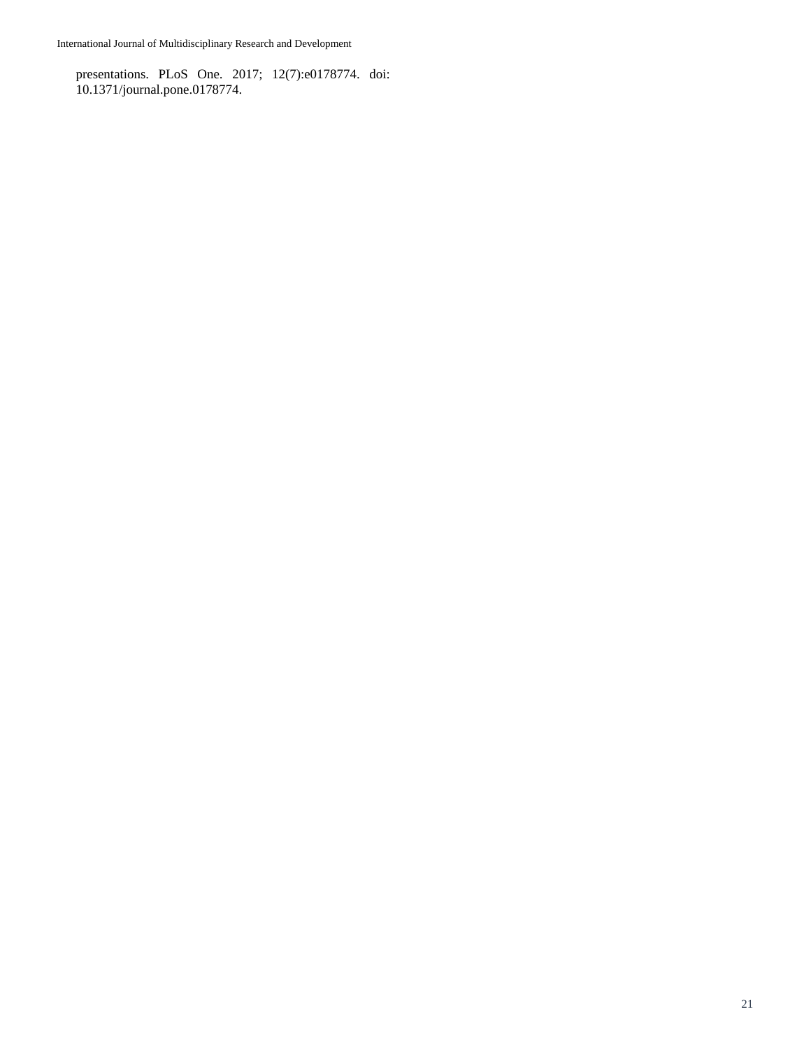presentations. PLoS One. 2017; 12(7):e0178774. doi: 10.1371/journal.pone.0178774.